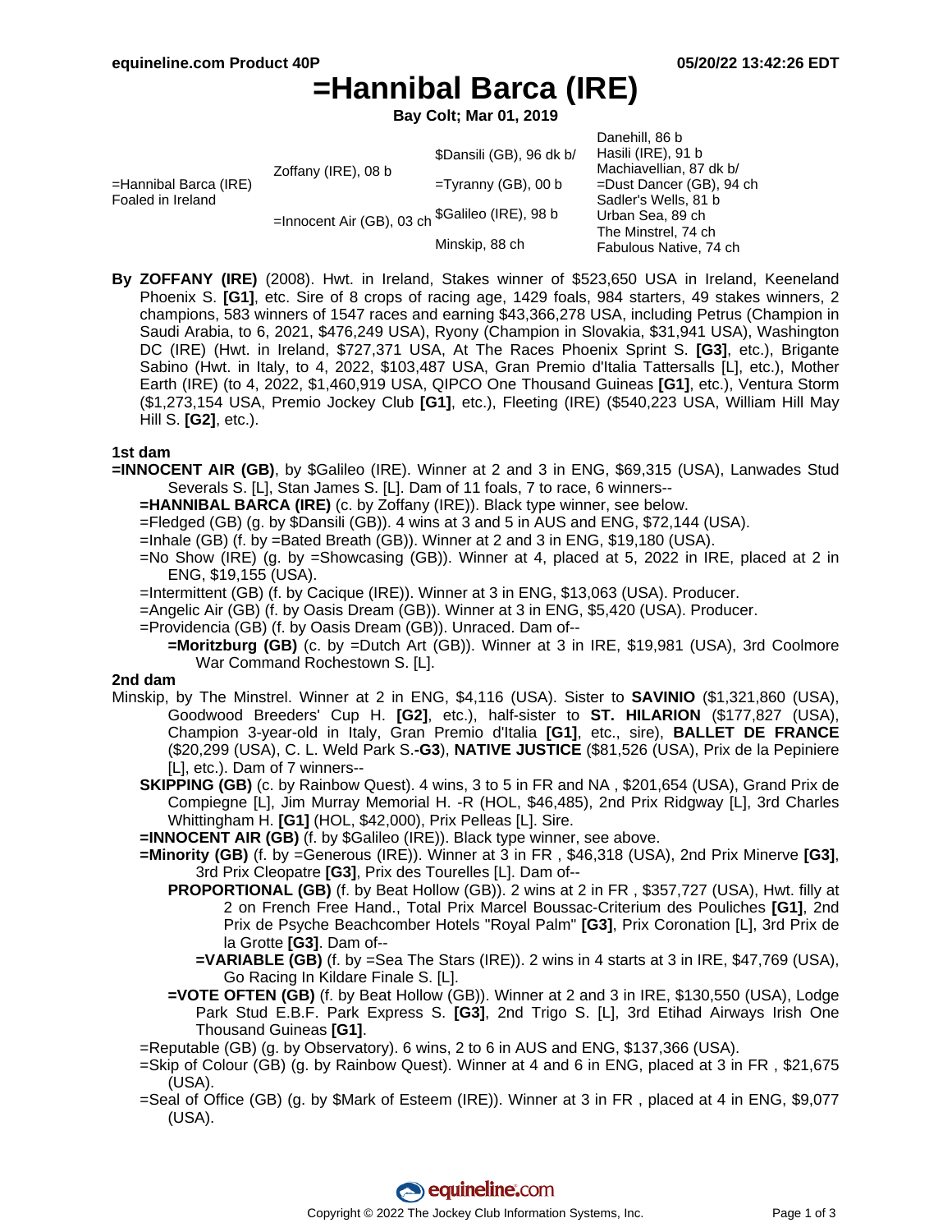# =Hannibal Barca (IRE)

**Bay Colt; Mar 01, 2019**

| | | | |
|---|---|---|---|
| =Hannibal Barca (IRE) Foaled in Ireland | Zoffany (IRE), 08 b | $Dansili (GB), 96 dk b/ | Danehill, 86 b |
| | | | Hasili (IRE), 91 b |
| | | =Tyranny (GB), 00 b | Machiavellian, 87 dk b/ |
| | | | =Dust Dancer (GB), 94 ch |
| | =Innocent Air (GB), 03 ch | $Galileo (IRE), 98 b | Sadler's Wells, 81 b |
| | | | Urban Sea, 89 ch |
| | | Minskip, 88 ch | The Minstrel, 74 ch |
| | | | Fabulous Native, 74 ch |

**By ZOFFANY (IRE)** (2008). Hwt. in Ireland, Stakes winner of $523,650 USA in Ireland, Keeneland Phoenix S. **[G1]**, etc. Sire of 8 crops of racing age, 1429 foals, 984 starters, 49 stakes winners, 2 champions, 583 winners of 1547 races and earning $43,366,278 USA, including Petrus (Champion in Saudi Arabia, to 6, 2021, $476,249 USA), Ryony (Champion in Slovakia, $31,941 USA), Washington DC (IRE) (Hwt. in Ireland, $727,371 USA, At The Races Phoenix Sprint S. **[G3]**, etc.), Brigante Sabino (Hwt. in Italy, to 4, 2022, $103,487 USA, Gran Premio d'Italia Tattersalls [L], etc.), Mother Earth (IRE) (to 4, 2022, $1,460,919 USA, QIPCO One Thousand Guineas **[G1]**, etc.), Ventura Storm ($1,273,154 USA, Premio Jockey Club **[G1]**, etc.), Fleeting (IRE) ($540,223 USA, William Hill May Hill S. **[G2]**, etc.).

**1st dam**

**=INNOCENT AIR (GB)**, by $Galileo (IRE). Winner at 2 and 3 in ENG, $69,315 (USA), Lanwades Stud Severals S. [L], Stan James S. [L]. Dam of 11 foals, 7 to race, 6 winners--

- **=HANNIBAL BARCA (IRE)** (c. by Zoffany (IRE)). Black type winner, see below.
- =Fledged (GB) (g. by $Dansili (GB)). 4 wins at 3 and 5 in AUS and ENG, $72,144 (USA).
- =Inhale (GB) (f. by =Bated Breath (GB)). Winner at 2 and 3 in ENG, $19,180 (USA).
- =No Show (IRE) (g. by =Showcasing (GB)). Winner at 4, placed at 5, 2022 in IRE, placed at 2 in ENG, $19,155 (USA).
- =Intermittent (GB) (f. by Cacique (IRE)). Winner at 3 in ENG, $13,063 (USA). Producer.
- =Angelic Air (GB) (f. by Oasis Dream (GB)). Winner at 3 in ENG, $5,420 (USA). Producer.
- =Providencia (GB) (f. by Oasis Dream (GB)). Unraced. Dam of--
  - **=Moritzburg (GB)** (c. by =Dutch Art (GB)). Winner at 3 in IRE, $19,981 (USA), 3rd Coolmore War Command Rochestown S. [L].

**2nd dam**

Minskip, by The Minstrel. Winner at 2 in ENG, $4,116 (USA). Sister to **SAVINIO** ($1,321,860 (USA), Goodwood Breeders' Cup H. **[G2]**, etc.), half-sister to **ST. HILARION** ($177,827 (USA), Champion 3-year-old in Italy, Gran Premio d'Italia **[G1]**, etc., sire), **BALLET DE FRANCE** ($20,299 (USA), C. L. Weld Park S.**-G3**), **NATIVE JUSTICE** ($81,526 (USA), Prix de la Pepiniere [L], etc.). Dam of 7 winners--

- **SKIPPING (GB)** (c. by Rainbow Quest). 4 wins, 3 to 5 in FR and NA , $201,654 (USA), Grand Prix de Compiegne [L], Jim Murray Memorial H. -R (HOL, $46,485), 2nd Prix Ridgway [L], 3rd Charles Whittingham H. **[G1]** (HOL, $42,000), Prix Pelleas [L]. Sire.
- **=INNOCENT AIR (GB)** (f. by $Galileo (IRE)). Black type winner, see above.
- **=Minority (GB)** (f. by =Generous (IRE)). Winner at 3 in FR , $46,318 (USA), 2nd Prix Minerve **[G3]**, 3rd Prix Cleopatre **[G3]**, Prix des Tourelles [L]. Dam of--
  - **PROPORTIONAL (GB)** (f. by Beat Hollow (GB)). 2 wins at 2 in FR , $357,727 (USA), Hwt. filly at 2 on French Free Hand., Total Prix Marcel Boussac-Criterium des Pouliches **[G1]**, 2nd Prix de Psyche Beachcomber Hotels "Royal Palm" **[G3]**, Prix Coronation [L], 3rd Prix de la Grotte **[G3]**. Dam of--
    - **=VARIABLE (GB)** (f. by =Sea The Stars (IRE)). 2 wins in 4 starts at 3 in IRE, $47,769 (USA), Go Racing In Kildare Finale S. [L].
  - **=VOTE OFTEN (GB)** (f. by Beat Hollow (GB)). Winner at 2 and 3 in IRE, $130,550 (USA), Lodge Park Stud E.B.F. Park Express S. **[G3]**, 2nd Trigo S. [L], 3rd Etihad Airways Irish One Thousand Guineas **[G1]**.
- =Reputable (GB) (g. by Observatory). 6 wins, 2 to 6 in AUS and ENG, $137,366 (USA).
- =Skip of Colour (GB) (g. by Rainbow Quest). Winner at 4 and 6 in ENG, placed at 3 in FR , $21,675 (USA).
- =Seal of Office (GB) (g. by $Mark of Esteem (IRE)). Winner at 3 in FR , placed at 4 in ENG, $9,077 (USA).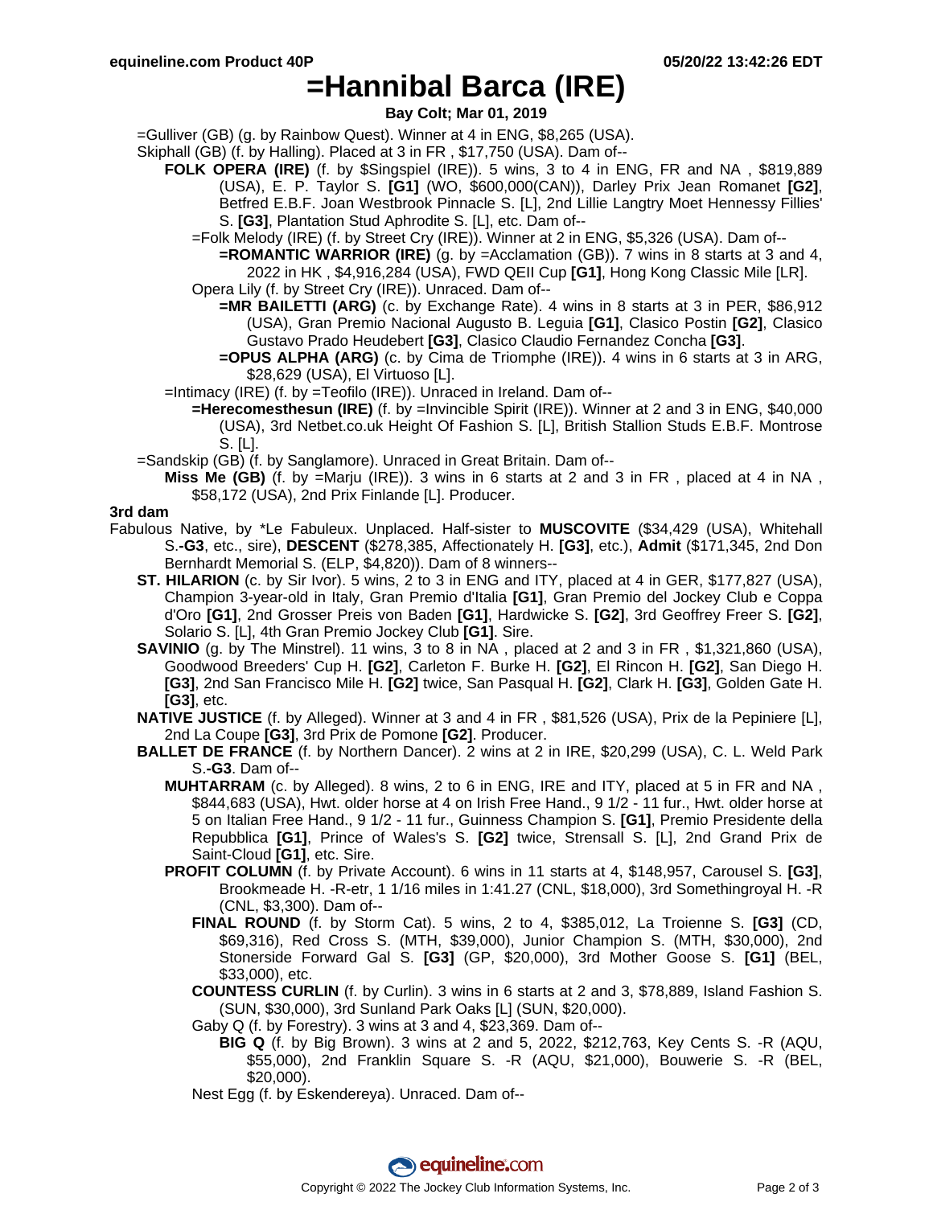# =Hannibal Barca (IRE)

**Bay Colt; Mar 01, 2019**

=Gulliver (GB) (g. by Rainbow Quest). Winner at 4 in ENG, $8,265 (USA).

Skiphall (GB) (f. by Halling). Placed at 3 in FR , $17,750 (USA). Dam of--

- **FOLK OPERA (IRE)** (f. by $Singspiel (IRE)). 5 wins, 3 to 4 in ENG, FR and NA , $819,889 (USA), E. P. Taylor S. **[G1]** (WO, $600,000(CAN)), Darley Prix Jean Romanet **[G2]**, Betfred E.B.F. Joan Westbrook Pinnacle S. [L], 2nd Lillie Langtry Moet Hennessy Fillies' S. **[G3]**, Plantation Stud Aphrodite S. [L], etc. Dam of--
  - =Folk Melody (IRE) (f. by Street Cry (IRE)). Winner at 2 in ENG, $5,326 (USA). Dam of--
    - **=ROMANTIC WARRIOR (IRE)** (g. by =Acclamation (GB)). 7 wins in 8 starts at 3 and 4, 2022 in HK , $4,916,284 (USA), FWD QEII Cup **[G1]**, Hong Kong Classic Mile [LR].
  - Opera Lily (f. by Street Cry (IRE)). Unraced. Dam of--
    - **=MR BAILETTI (ARG)** (c. by Exchange Rate). 4 wins in 8 starts at 3 in PER, $86,912 (USA), Gran Premio Nacional Augusto B. Leguia **[G1]**, Clasico Postin **[G2]**, Clasico Gustavo Prado Heudebert **[G3]**, Clasico Claudio Fernandez Concha **[G3]**.
    - **=OPUS ALPHA (ARG)** (c. by Cima de Triomphe (IRE)). 4 wins in 6 starts at 3 in ARG, $28,629 (USA), El Virtuoso [L].
- =Intimacy (IRE) (f. by =Teofilo (IRE)). Unraced in Ireland. Dam of--
  - **=Herecomesthesun (IRE)** (f. by =Invincible Spirit (IRE)). Winner at 2 and 3 in ENG, $40,000 (USA), 3rd Netbet.co.uk Height Of Fashion S. [L], British Stallion Studs E.B.F. Montrose S. [L].

=Sandskip (GB) (f. by Sanglamore). Unraced in Great Britain. Dam of--

- **Miss Me (GB)** (f. by =Marju (IRE)). 3 wins in 6 starts at 2 and 3 in FR , placed at 4 in NA , $58,172 (USA), 2nd Prix Finlande [L]. Producer.

**3rd dam**

Fabulous Native, by *Le Fabuleux. Unplaced. Half-sister to **MUSCOVITE** ($34,429 (USA), Whitehall S.**-G3**, etc., sire), **DESCENT** ($278,385, Affectionately H. **[G3]**, etc.), **Admit** ($171,345, 2nd Don Bernhardt Memorial S. (ELP, $4,820)). Dam of 8 winners--

- **ST. HILARION** (c. by Sir Ivor). 5 wins, 2 to 3 in ENG and ITY, placed at 4 in GER, $177,827 (USA), Champion 3-year-old in Italy, Gran Premio d'Italia **[G1]**, Gran Premio del Jockey Club e Coppa d'Oro **[G1]**, 2nd Grosser Preis von Baden **[G1]**, Hardwicke S. **[G2]**, 3rd Geoffrey Freer S. **[G2]**, Solario S. [L], 4th Gran Premio Jockey Club **[G1]**. Sire.
- **SAVINIO** (g. by The Minstrel). 11 wins, 3 to 8 in NA , placed at 2 and 3 in FR , $1,321,860 (USA), Goodwood Breeders' Cup H. **[G2]**, Carleton F. Burke H. **[G2]**, El Rincon H. **[G2]**, San Diego H. **[G3]**, 2nd San Francisco Mile H. **[G2]** twice, San Pasqual H. **[G2]**, Clark H. **[G3]**, Golden Gate H. **[G3]**, etc.
- **NATIVE JUSTICE** (f. by Alleged). Winner at 3 and 4 in FR , $81,526 (USA), Prix de la Pepiniere [L], 2nd La Coupe **[G3]**, 3rd Prix de Pomone **[G2]**. Producer.
- **BALLET DE FRANCE** (f. by Northern Dancer). 2 wins at 2 in IRE, $20,299 (USA), C. L. Weld Park S.**-G3**. Dam of--
  - **MUHTARRAM** (c. by Alleged). 8 wins, 2 to 6 in ENG, IRE and ITY, placed at 5 in FR and NA , $844,683 (USA), Hwt. older horse at 4 on Irish Free Hand., 9 1/2 - 11 fur., Hwt. older horse at 5 on Italian Free Hand., 9 1/2 - 11 fur., Guinness Champion S. **[G1]**, Premio Presidente della Repubblica **[G1]**, Prince of Wales's S. **[G2]** twice, Strensall S. [L], 2nd Grand Prix de Saint-Cloud **[G1]**, etc. Sire.
  - **PROFIT COLUMN** (f. by Private Account). 6 wins in 11 starts at 4, $148,957, Carousel S. **[G3]**, Brookmeade H. -R-etr, 1 1/16 miles in 1:41.27 (CNL, $18,000), 3rd Somethingroyal H. -R (CNL, $3,300). Dam of--
    - **FINAL ROUND** (f. by Storm Cat). 5 wins, 2 to 4, $385,012, La Troienne S. **[G3]** (CD, $69,316), Red Cross S. (MTH, $39,000), Junior Champion S. (MTH, $30,000), 2nd Stonerside Forward Gal S. **[G3]** (GP, $20,000), 3rd Mother Goose S. **[G1]** (BEL, $33,000), etc.
    - **COUNTESS CURLIN** (f. by Curlin). 3 wins in 6 starts at 2 and 3, $78,889, Island Fashion S. (SUN, $30,000), 3rd Sunland Park Oaks [L] (SUN, $20,000).
    - Gaby Q (f. by Forestry). 3 wins at 3 and 4, $23,369. Dam of--
      - **BIG Q** (f. by Big Brown). 3 wins at 2 and 5, 2022, $212,763, Key Cents S. -R (AQU, $55,000), 2nd Franklin Square S. -R (AQU, $21,000), Bouwerie S. -R (BEL, $20,000).
    - Nest Egg (f. by Eskendereya). Unraced. Dam of--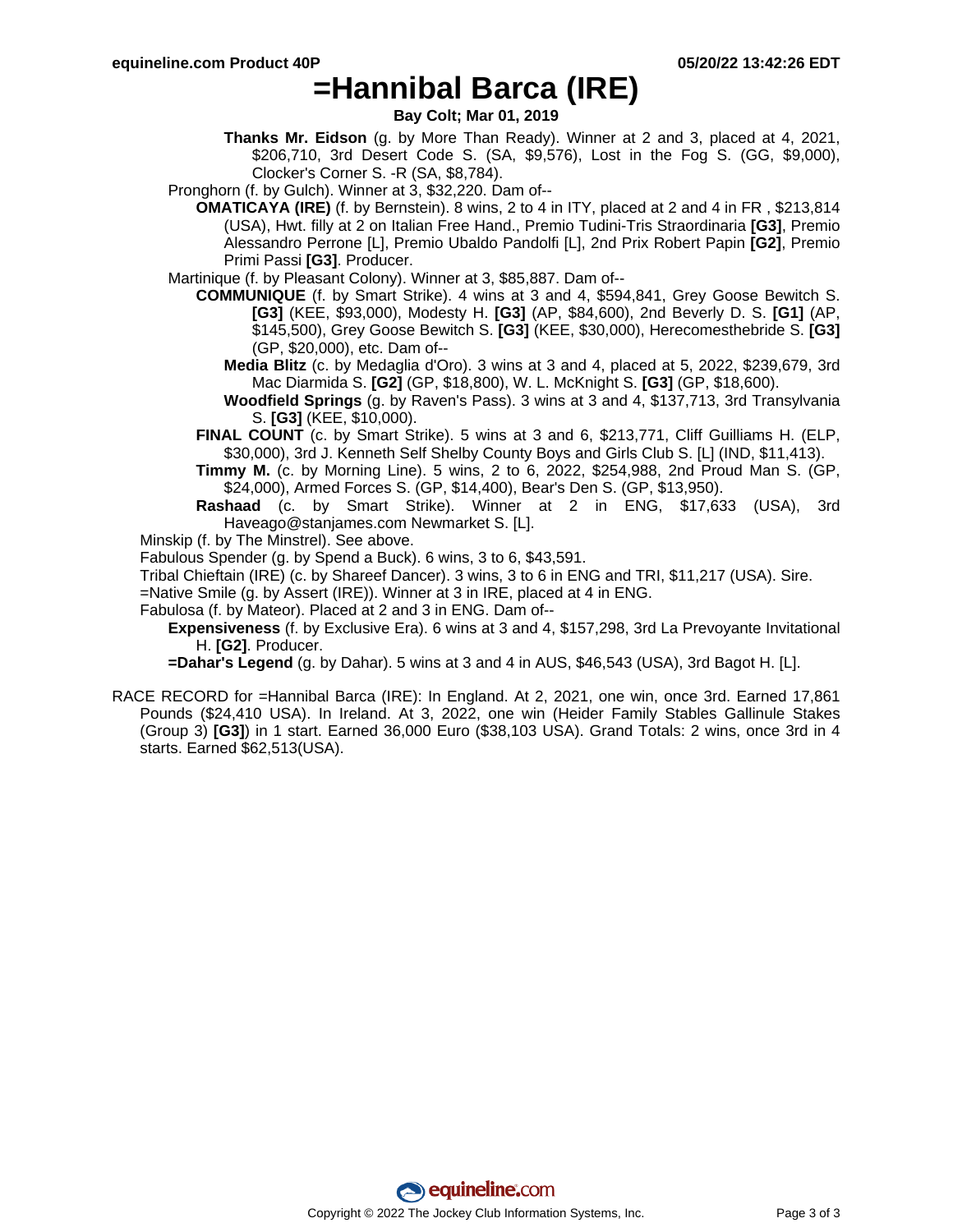# =Hannibal Barca (IRE)

**Bay Colt; Mar 01, 2019**

**Thanks Mr. Eidson** (g. by More Than Ready). Winner at 2 and 3, placed at 4, 2021, $206,710, 3rd Desert Code S. (SA, $9,576), Lost in the Fog S. (GG, $9,000), Clocker's Corner S. -R (SA, $8,784).

Pronghorn (f. by Gulch). Winner at 3, $32,220. Dam of--

**OMATICAYA (IRE)** (f. by Bernstein). 8 wins, 2 to 4 in ITY, placed at 2 and 4 in FR , $213,814 (USA), Hwt. filly at 2 on Italian Free Hand., Premio Tudini-Tris Straordinaria **[G3]**, Premio Alessandro Perrone [L], Premio Ubaldo Pandolfi [L], 2nd Prix Robert Papin **[G2]**, Premio Primi Passi **[G3]**. Producer.

Martinique (f. by Pleasant Colony). Winner at 3, $85,887. Dam of--

**COMMUNIQUE** (f. by Smart Strike). 4 wins at 3 and 4, $594,841, Grey Goose Bewitch S. **[G3]** (KEE, $93,000), Modesty H. **[G3]** (AP, $84,600), 2nd Beverly D. S. **[G1]** (AP, $145,500), Grey Goose Bewitch S. **[G3]** (KEE, $30,000), Herecomesthebride S. **[G3]** (GP, $20,000), etc. Dam of--

**Media Blitz** (c. by Medaglia d'Oro). 3 wins at 3 and 4, placed at 5, 2022, $239,679, 3rd Mac Diarmida S. **[G2]** (GP, $18,800), W. L. McKnight S. **[G3]** (GP, $18,600).

**Woodfield Springs** (g. by Raven's Pass). 3 wins at 3 and 4, $137,713, 3rd Transylvania S. **[G3]** (KEE, $10,000).

**FINAL COUNT** (c. by Smart Strike). 5 wins at 3 and 6, $213,771, Cliff Guilliams H. (ELP, $30,000), 3rd J. Kenneth Self Shelby County Boys and Girls Club S. [L] (IND, $11,413).

**Timmy M.** (c. by Morning Line). 5 wins, 2 to 6, 2022, $254,988, 2nd Proud Man S. (GP, $24,000), Armed Forces S. (GP, $14,400), Bear's Den S. (GP, $13,950).

**Rashaad** (c. by Smart Strike). Winner at 2 in ENG, $17,633 (USA), 3rd Haveago@stanjames.com Newmarket S. [L].

Minskip (f. by The Minstrel). See above.

Fabulous Spender (g. by Spend a Buck). 6 wins, 3 to 6, $43,591.

Tribal Chieftain (IRE) (c. by Shareef Dancer). 3 wins, 3 to 6 in ENG and TRI, $11,217 (USA). Sire.

=Native Smile (g. by Assert (IRE)). Winner at 3 in IRE, placed at 4 in ENG.

Fabulosa (f. by Mateor). Placed at 2 and 3 in ENG. Dam of--

**Expensiveness** (f. by Exclusive Era). 6 wins at 3 and 4, $157,298, 3rd La Prevoyante Invitational H. **[G2]**. Producer.

**=Dahar's Legend** (g. by Dahar). 5 wins at 3 and 4 in AUS, $46,543 (USA), 3rd Bagot H. [L].

RACE RECORD for =Hannibal Barca (IRE): In England. At 2, 2021, one win, once 3rd. Earned 17,861 Pounds ($24,410 USA). In Ireland. At 3, 2022, one win (Heider Family Stables Gallinule Stakes (Group 3) **[G3]**) in 1 start. Earned 36,000 Euro ($38,103 USA). Grand Totals: 2 wins, once 3rd in 4 starts. Earned $62,513(USA).